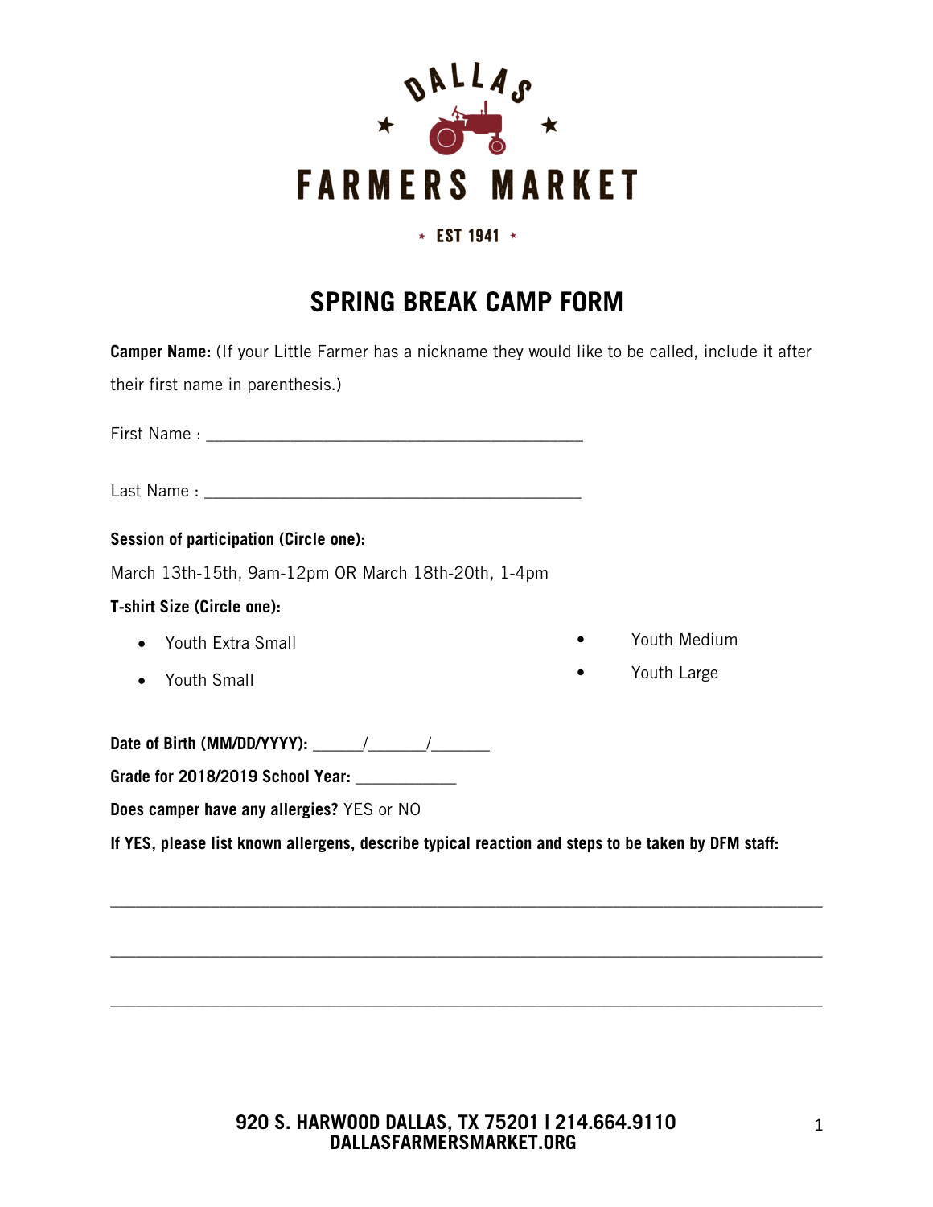DALLAS FARMERS MARKET

★ EST 1941 ★

# SPRING BREAK CAMP FORM

**Camper Name:** (If your Little Farmer has a nickname they would like to be called, include it after their first name in parenthesis.)

First Name : ___________________________________________

Last Name : ___________________________________________

**Session of participation (Circle one):**

March 13th-15th, 9am-12pm OR March 18th-20th, 1-4pm

**T-shirt Size (Circle one):**

- Youth Extra Small
- Youth Small
- Youth Medium
- Youth Large

**Date of Birth (MM/DD/YYYY):** ______/_______/_______

**Grade for 2018/2019 School Year:** ____________

**Does camper have any allergies?** YES or NO

**If YES, please list known allergens, describe typical reaction and steps to be taken by DFM staff:**

_______________________________________________________________________________

_______________________________________________________________________________

_______________________________________________________________________________

920 S. HARWOOD DALLAS, TX 75201 I 214.664.9110
DALLASFARMERSMARKET.ORG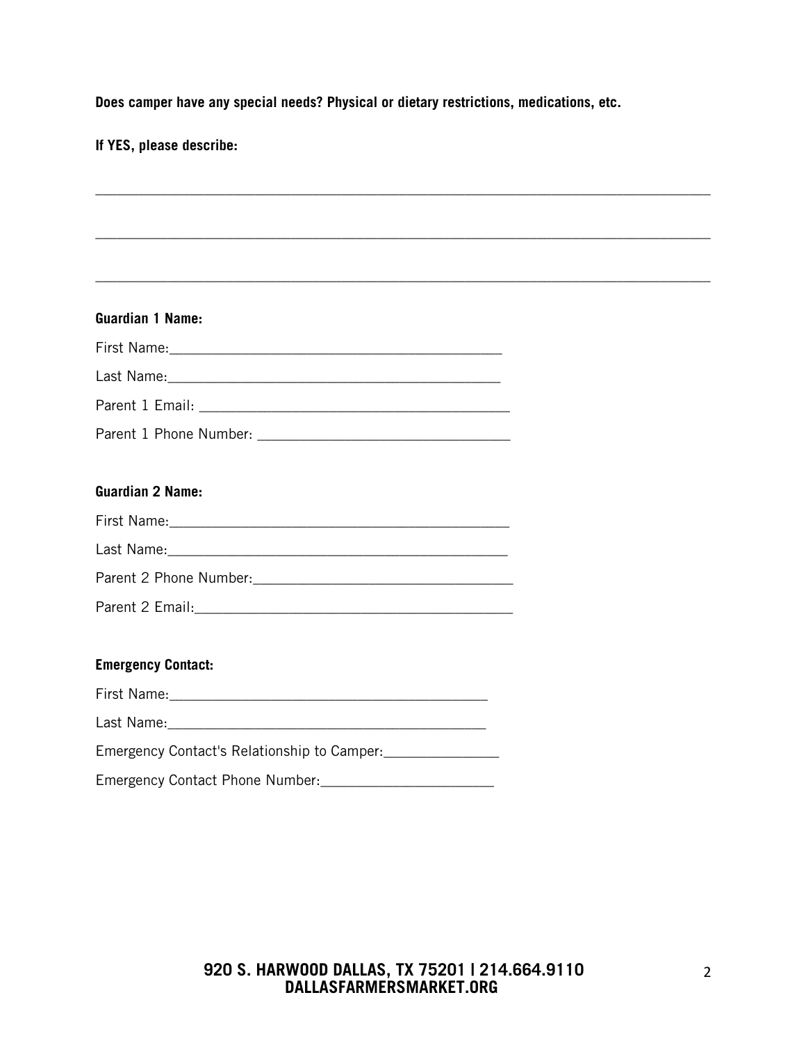**Does camper have any special needs? Physical or dietary restrictions, medications, etc.**

**If YES, please describe:**

______________________________________________________________________________

______________________________________________________________________________

______________________________________________________________________________

**Guardian 1 Name:**

First Name:_____________________________________________

Last Name:_____________________________________________

Parent 1 Email: ________________________________________

Parent 1 Phone Number: _________________________________

**Guardian 2 Name:**

First Name:_____________________________________________

Last Name:_____________________________________________

Parent 2 Phone Number:__________________________________

Parent 2 Email:_________________________________________

**Emergency Contact:**

First Name:___________________________________________

Last Name:___________________________________________

Emergency Contact's Relationship to Camper:_______________

Emergency Contact Phone Number:______________________

920 S. HARWOOD DALLAS, TX 75201 I 214.664.9110
DALLASFARMERSMARKET.ORG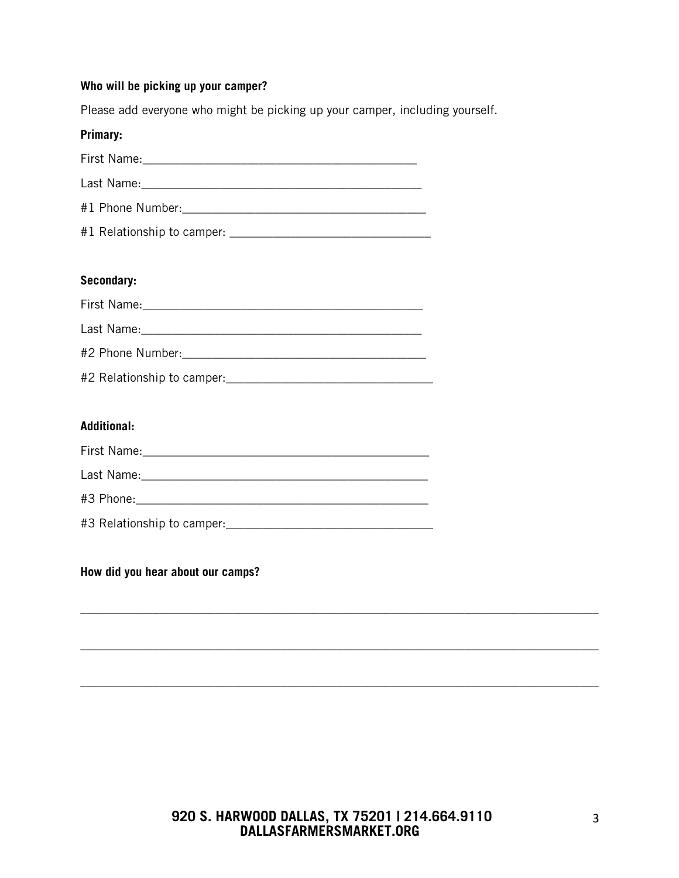**Who will be picking up your camper?**

Please add everyone who might be picking up your camper, including yourself.

**Primary:**

First Name:___________________________________________

Last Name:____________________________________________

#1 Phone Number:______________________________________

#1 Relationship to camper: _______________________________

**Secondary:**

First Name:____________________________________________

Last Name:____________________________________________

#2 Phone Number:______________________________________

#2 Relationship to camper:________________________________

**Additional:**

First Name:_____________________________________________

Last Name:_____________________________________________

#3 Phone:______________________________________________

#3 Relationship to camper:________________________________

**How did you hear about our camps?**

_______________________________________________________________________________

_______________________________________________________________________________

_______________________________________________________________________________

920 S. HARWOOD DALLAS, TX 75201 | 214.664.9110
DALLASFARMERSMARKET.ORG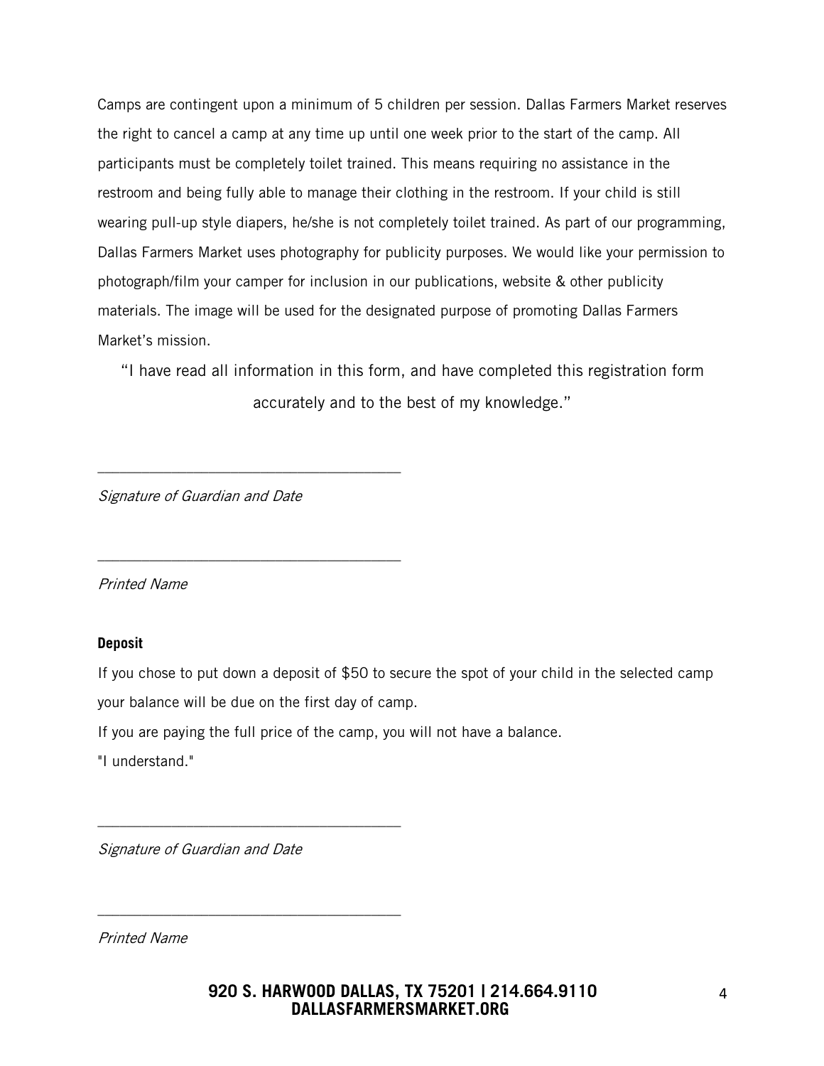Camps are contingent upon a minimum of 5 children per session. Dallas Farmers Market reserves the right to cancel a camp at any time up until one week prior to the start of the camp. All participants must be completely toilet trained. This means requiring no assistance in the restroom and being fully able to manage their clothing in the restroom. If your child is still wearing pull-up style diapers, he/she is not completely toilet trained. As part of our programming, Dallas Farmers Market uses photography for publicity purposes. We would like your permission to photograph/film your camper for inclusion in our publications, website & other publicity materials. The image will be used for the designated purpose of promoting Dallas Farmers Market's mission.

"I have read all information in this form, and have completed this registration form accurately and to the best of my knowledge."

\_\_\_\_\_\_\_\_\_\_\_\_\_\_\_\_\_\_\_\_\_\_\_\_\_\_\_\_\_\_\_\_\_\_\_\_\_\_

*Signature of Guardian and Date*

\_\_\_\_\_\_\_\_\_\_\_\_\_\_\_\_\_\_\_\_\_\_\_\_\_\_\_\_\_\_\_\_\_\_\_\_\_\_

*Printed Name*

**Deposit**

If you chose to put down a deposit of $50 to secure the spot of your child in the selected camp your balance will be due on the first day of camp.

If you are paying the full price of the camp, you will not have a balance.

"I understand."

\_\_\_\_\_\_\_\_\_\_\_\_\_\_\_\_\_\_\_\_\_\_\_\_\_\_\_\_\_\_\_\_\_\_\_\_\_\_

*Signature of Guardian and Date*

\_\_\_\_\_\_\_\_\_\_\_\_\_\_\_\_\_\_\_\_\_\_\_\_\_\_\_\_\_\_\_\_\_\_\_\_\_\_

*Printed Name*

**920 S. HARWOOD DALLAS, TX 75201 I 214.664.9110**
**DALLASFARMERSMARKET.ORG**